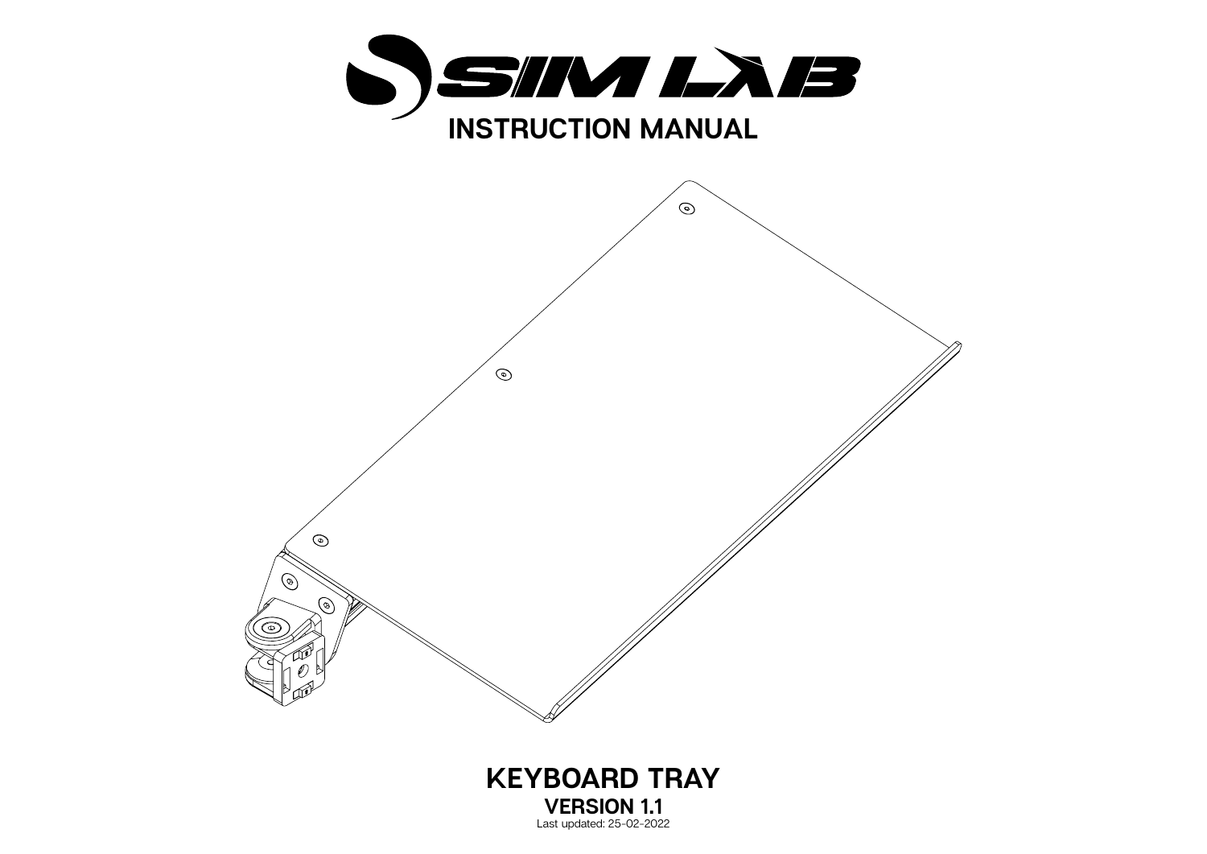SIM LAB

# INSTRUCTION MANUAL

## KEYBOARD TRAY

**VERSION 1.1**

Last updated: 25-02-2022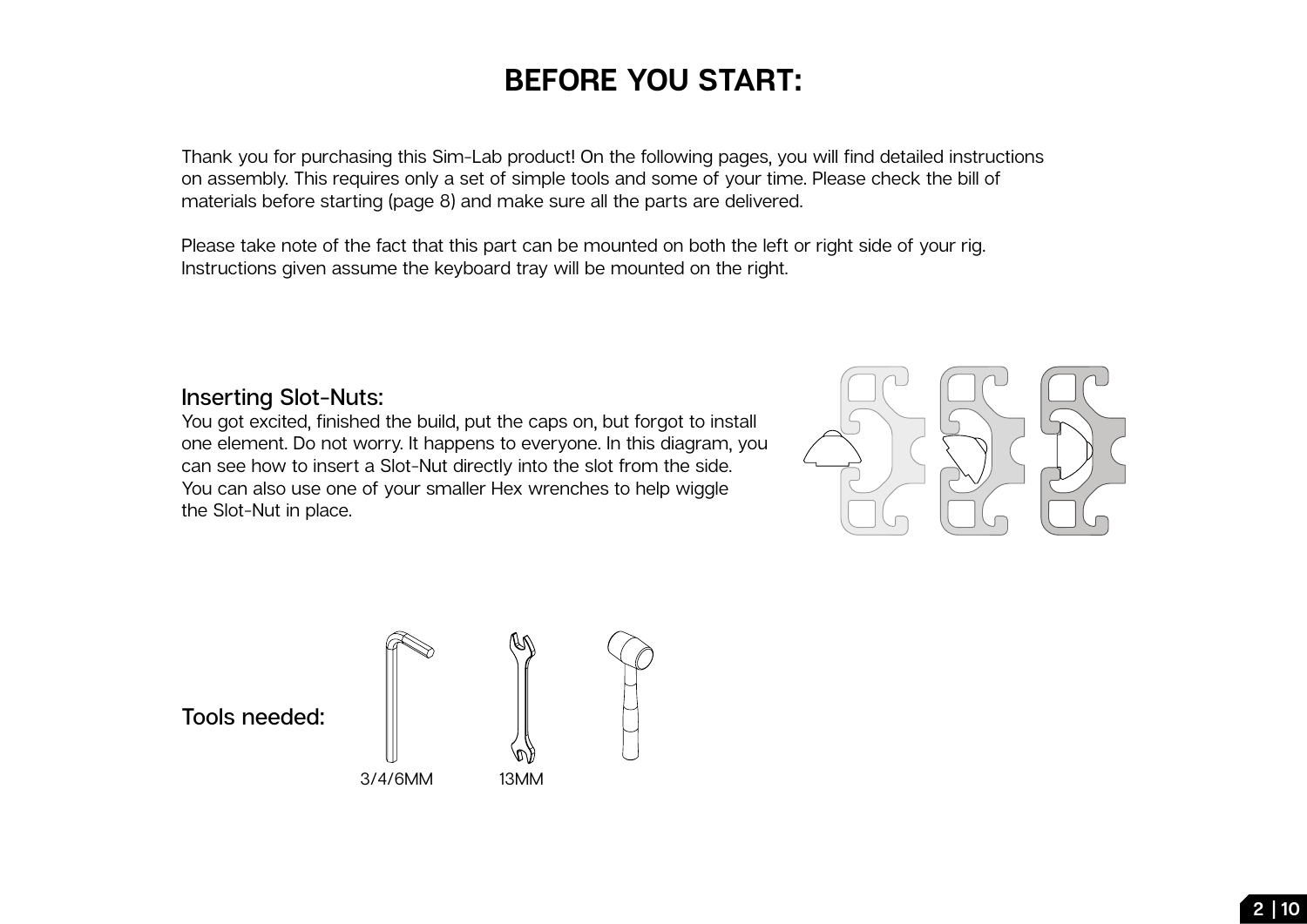# BEFORE YOU START:

Thank you for purchasing this Sim-Lab product! On the following pages, you will find detailed instructions on assembly. This requires only a set of simple tools and some of your time. Please check the bill of materials before starting (page 8) and make sure all the parts are delivered.

Please take note of the fact that this part can be mounted on both the left or right side of your rig. Instructions given assume the keyboard tray will be mounted on the right.

## Inserting Slot-Nuts:

You got excited, finished the build, put the caps on, but forgot to install one element. Do not worry. It happens to everyone. In this diagram, you can see how to insert a Slot-Nut directly into the slot from the side. You can also use one of your smaller Hex wrenches to help wiggle the Slot-Nut in place.

## Tools needed:

3/4/6MM

13MM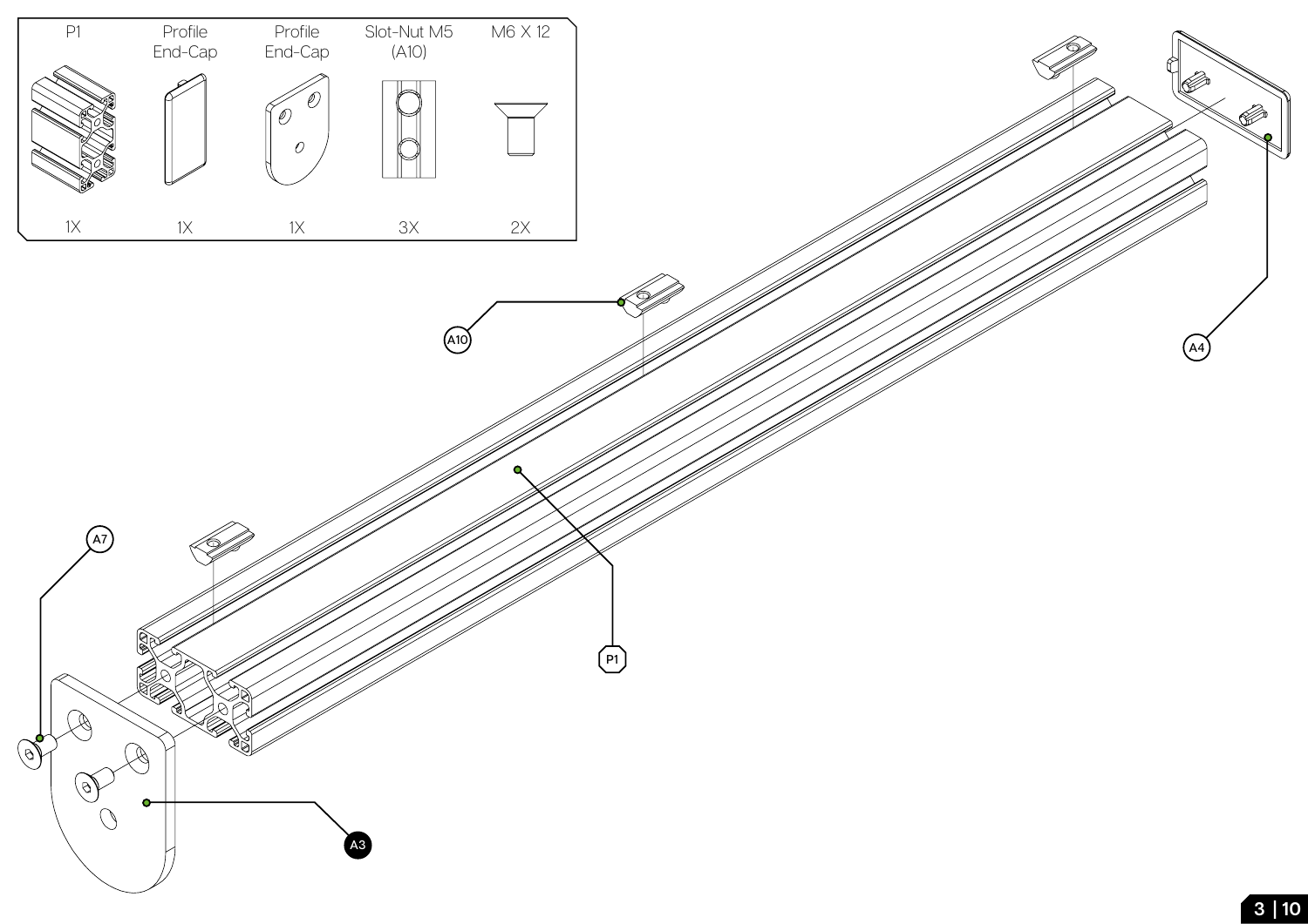| P1 | Profile End-Cap | Profile End-Cap | Slot-Nut M5 (A10) | M6 X 12 |
|---|---|---|---|---|
| 1X | 1X | 1X | 3X | 2X |

A10

A4

A7

P1

A3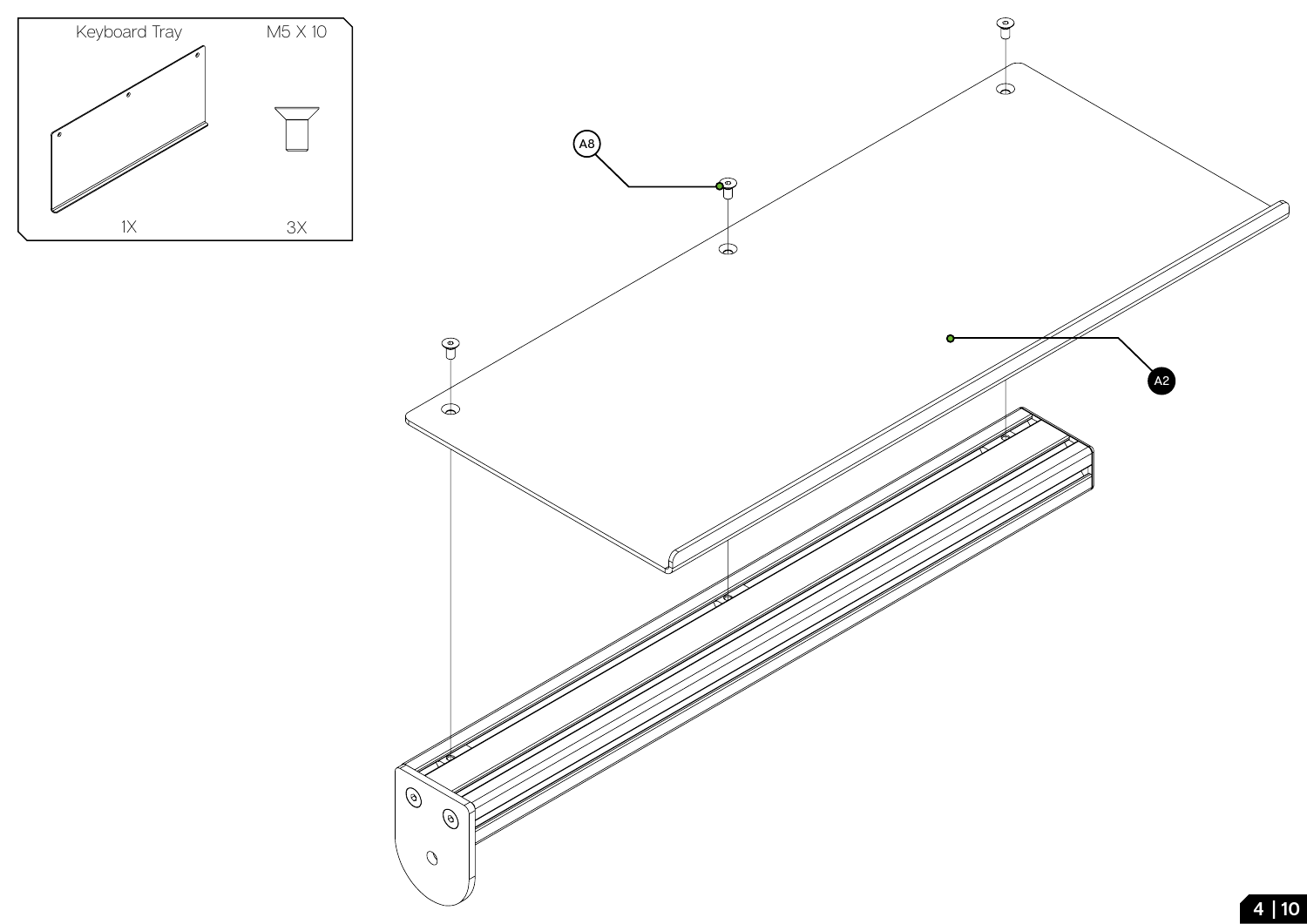| Keyboard Tray | M5 X 10 |
| --- | --- |
| 1X | 3X |

A8

A2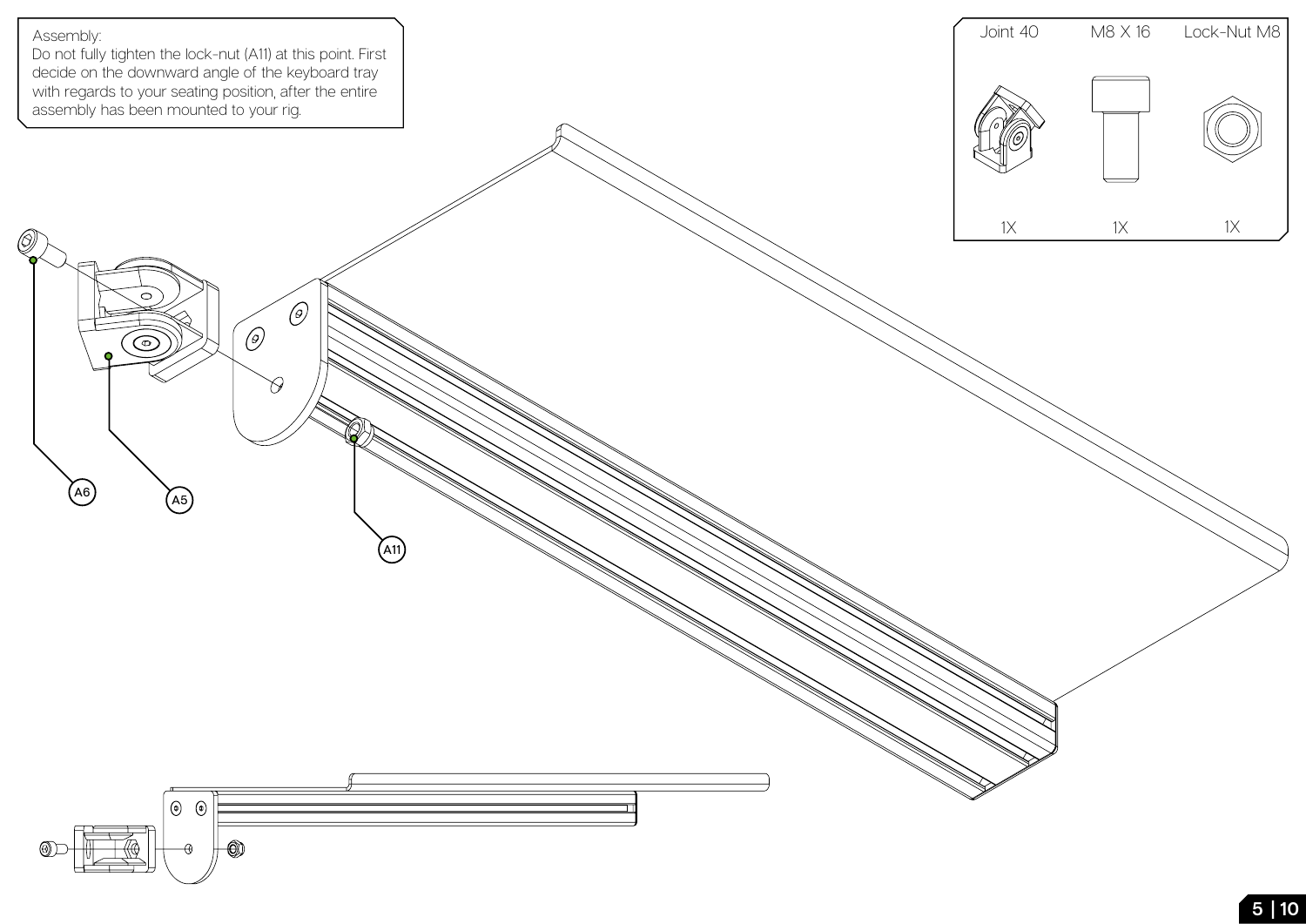Assembly:
Do not fully tighten the lock-nut (A11) at this point. First decide on the downward angle of the keyboard tray with regards to your seating position, after the entire assembly has been mounted to your rig.

| Joint 40 | M8 X 16 | Lock-Nut M8 |
| --- | --- | --- |
| 1X | 1X | 1X |

A6

A5

A11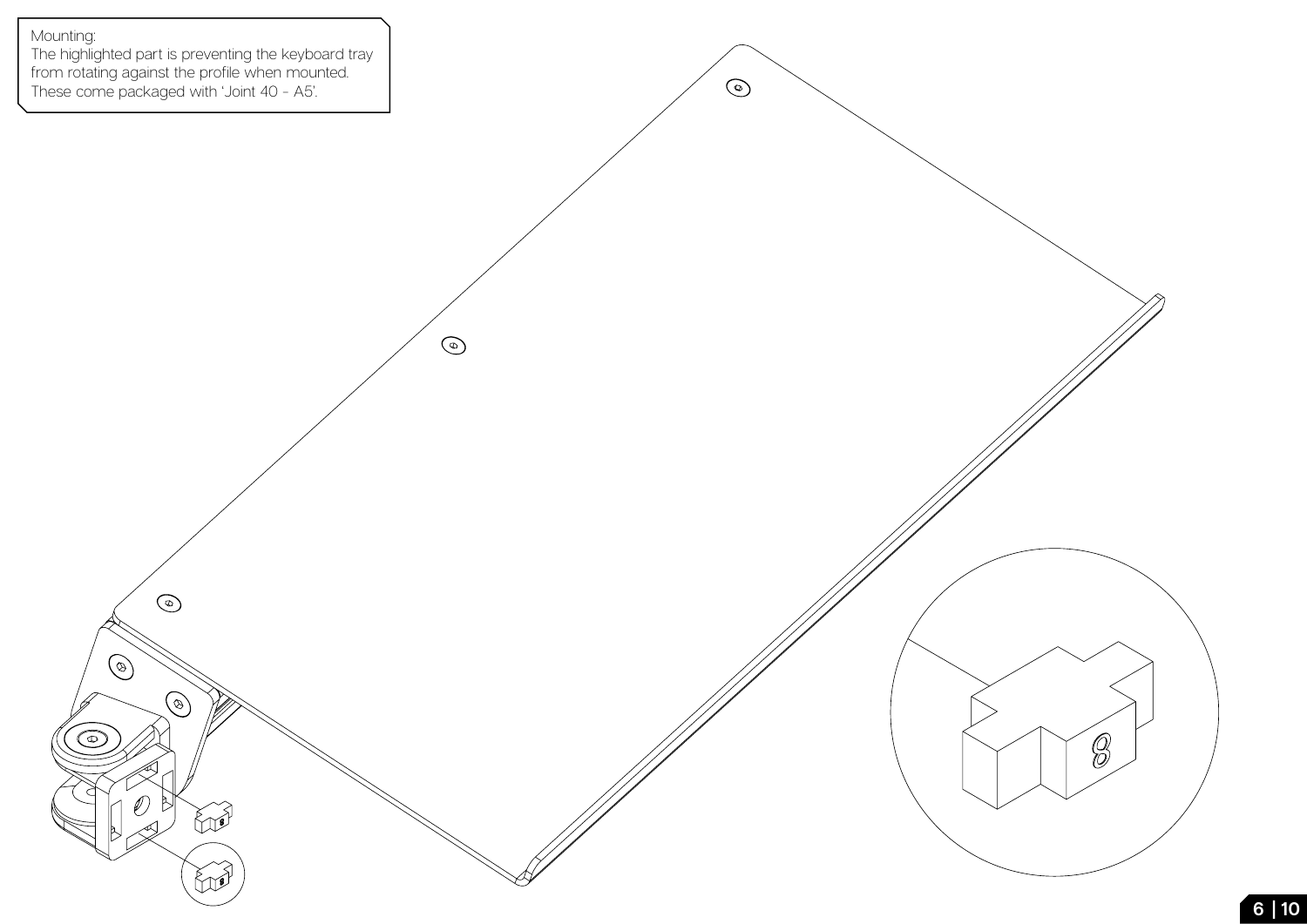Mounting:
The highlighted part is preventing the keyboard tray from rotating against the profile when mounted.
These come packaged with 'Joint 40 - A5'.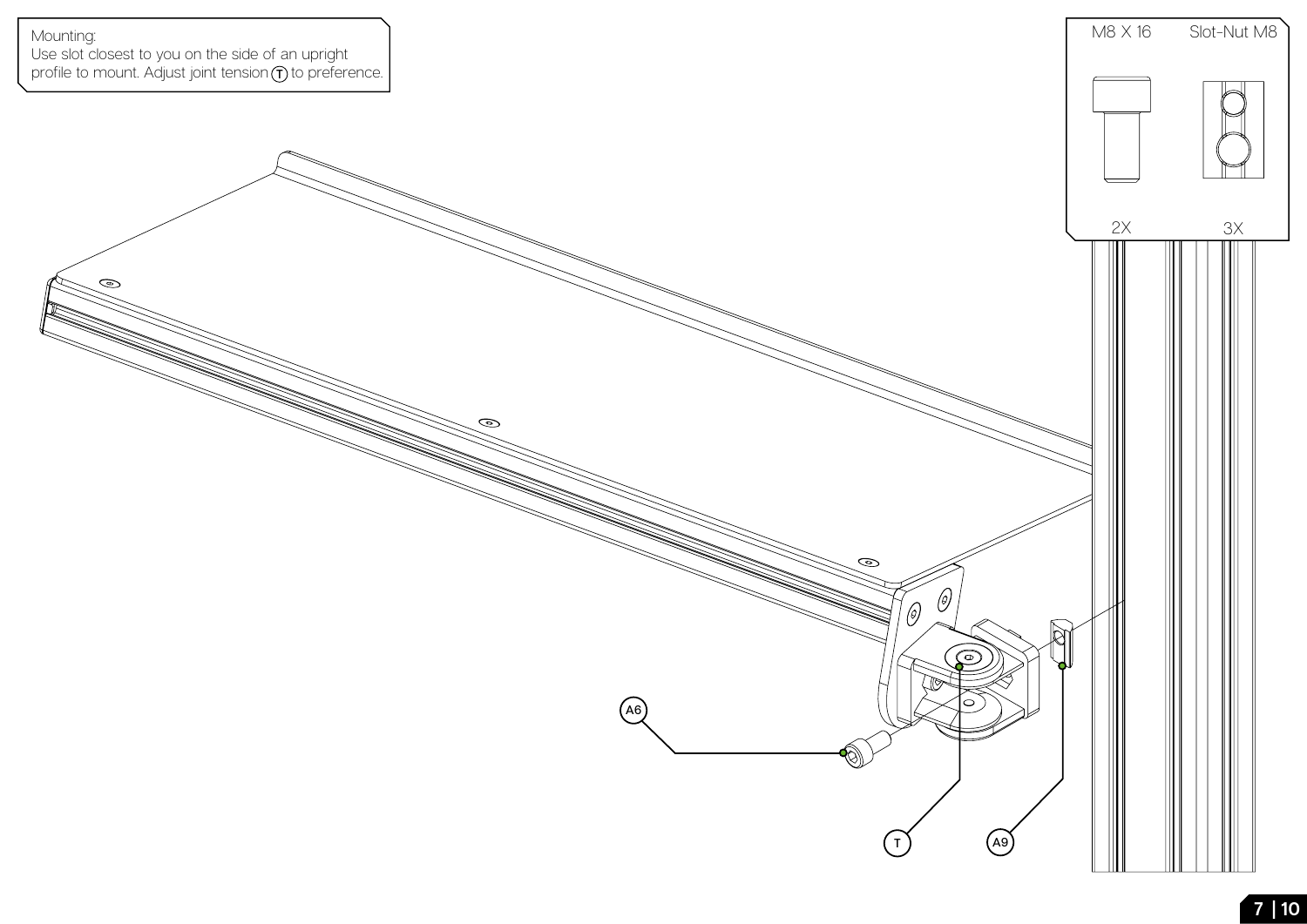Mounting:
Use slot closest to you on the side of an upright profile to mount. Adjust joint tension (T) to preference.

| M8 X 16 | Slot-Nut M8 |
| --- | --- |
| 2X | 3X |

A6

T

A9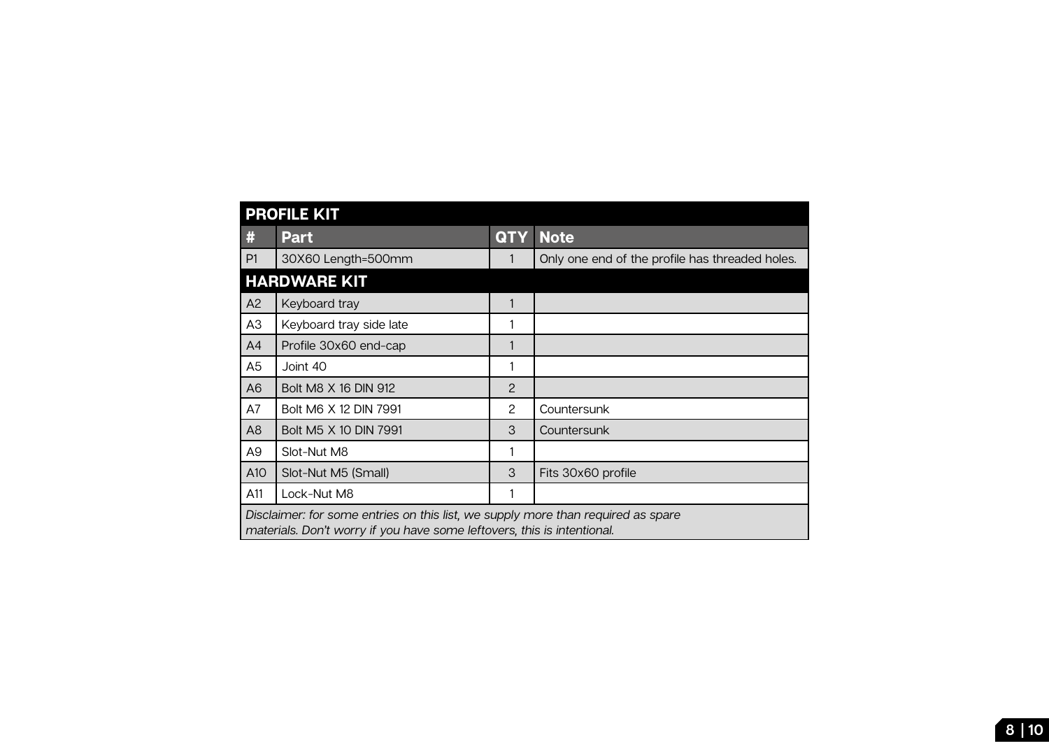| PROFILE KIT | | | |
|---|---|---|---|
| **#** | **Part** | **QTY** | **Note** |
| P1 | 30X60 Length=500mm | 1 | Only one end of the profile has threaded holes. |
| **HARDWARE KIT** | | | |
| A2 | Keyboard tray | 1 | |
| A3 | Keyboard tray side late | 1 | |
| A4 | Profile 30x60 end-cap | 1 | |
| A5 | Joint 40 | 1 | |
| A6 | Bolt M8 X 16 DIN 912 | 2 | |
| A7 | Bolt M6 X 12 DIN 7991 | 2 | Countersunk |
| A8 | Bolt M5 X 10 DIN 7991 | 3 | Countersunk |
| A9 | Slot-Nut M8 | 1 | |
| A10 | Slot-Nut M5 (Small) | 3 | Fits 30x60 profile |
| A11 | Lock-Nut M8 | 1 | |

*Disclaimer: for some entries on this list, we supply more than required as spare materials. Don't worry if you have some leftovers, this is intentional.*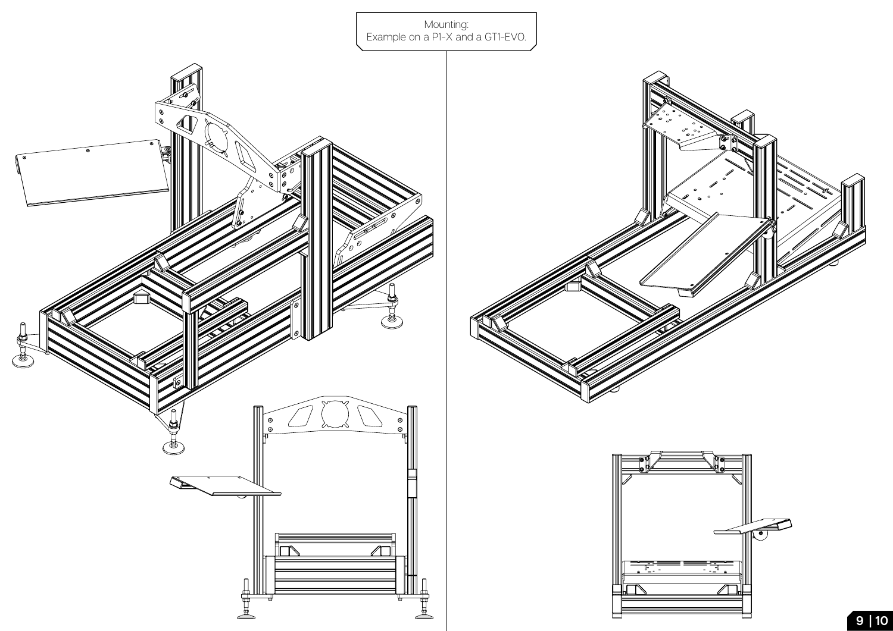Mounting:
Example on a P1-X and a GT1-EVO.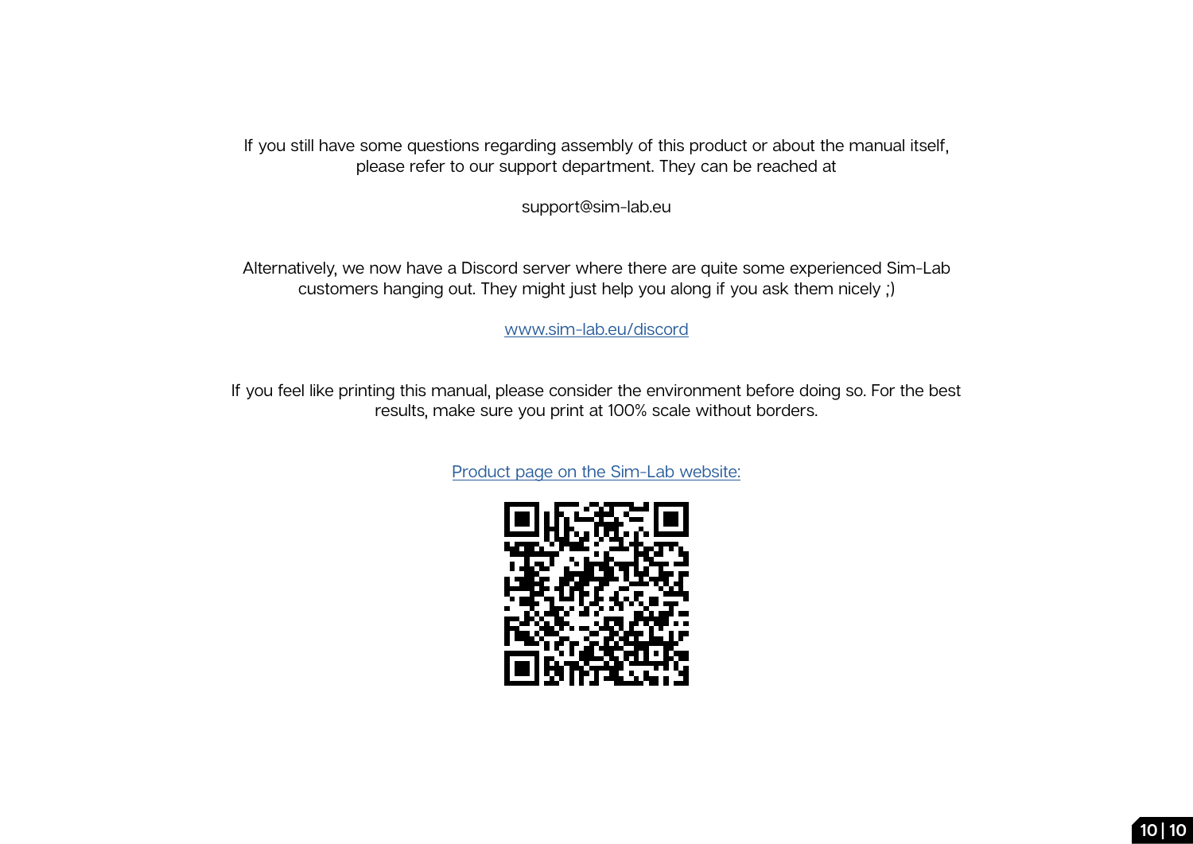If you still have some questions regarding assembly of this product or about the manual itself, please refer to our support department. They can be reached at

support@sim-lab.eu

Alternatively, we now have a Discord server where there are quite some experienced Sim-Lab customers hanging out. They might just help you along if you ask them nicely ;)

www.sim-lab.eu/discord

If you feel like printing this manual, please consider the environment before doing so. For the best results, make sure you print at 100% scale without borders.

Product page on the Sim-Lab website: